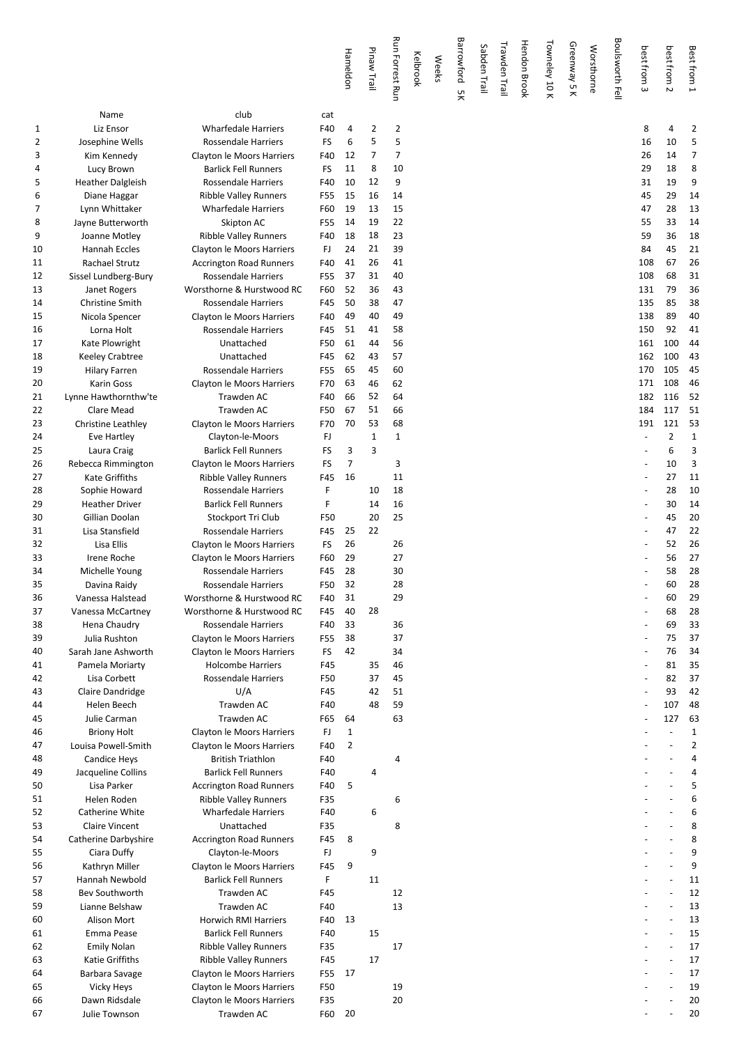|  | Name | club | cat | Hameldon | Pinaw Trail | Run Forrest Run | Kelbrook | Weeks | Barrowford 5K | Sabden Trail | Trawden Trail | Hendon Brook | Towneley 10 K | Greenway 5 K | Worsthorne | Boulsworth Fell | best from 3 | best from 2 | Best from 1 |
|---|---|---|---|---|---|---|---|---|---|---|---|---|---|---|---|---|---|---|---|
| 1 | Liz Ensor | Wharfedale Harriers | F40 | 4 | 2 | 2 |  |  |  |  |  |  |  |  |  |  | 8 | 4 | 2 |
| 2 | Josephine Wells | Rossendale Harriers | FS | 6 | 5 | 5 |  |  |  |  |  |  |  |  |  |  | 16 | 10 | 5 |
| 3 | Kim Kennedy | Clayton le Moors Harriers | F40 | 12 | 7 | 7 |  |  |  |  |  |  |  |  |  |  | 26 | 14 | 7 |
| 4 | Lucy Brown | Barlick Fell Runners | FS | 11 | 8 | 10 |  |  |  |  |  |  |  |  |  |  | 29 | 18 | 8 |
| 5 | Heather Dalgleish | Rossendale Harriers | F40 | 10 | 12 | 9 |  |  |  |  |  |  |  |  |  |  | 31 | 19 | 9 |
| 6 | Diane Haggar | Ribble Valley Runners | F55 | 15 | 16 | 14 |  |  |  |  |  |  |  |  |  |  | 45 | 29 | 14 |
| 7 | Lynn Whittaker | Wharfedale Harriers | F60 | 19 | 13 | 15 |  |  |  |  |  |  |  |  |  |  | 47 | 28 | 13 |
| 8 | Jayne Butterworth | Skipton AC | F55 | 14 | 19 | 22 |  |  |  |  |  |  |  |  |  |  | 55 | 33 | 14 |
| 9 | Joanne Motley | Ribble Valley Runners | F40 | 18 | 18 | 23 |  |  |  |  |  |  |  |  |  |  | 59 | 36 | 18 |
| 10 | Hannah Eccles | Clayton le Moors Harriers | FJ | 24 | 21 | 39 |  |  |  |  |  |  |  |  |  |  | 84 | 45 | 21 |
| 11 | Rachael Strutz | Accrington Road Runners | F40 | 41 | 26 | 41 |  |  |  |  |  |  |  |  |  |  | 108 | 67 | 26 |
| 12 | Sissel Lundberg-Bury | Rossendale Harriers | F55 | 37 | 31 | 40 |  |  |  |  |  |  |  |  |  |  | 108 | 68 | 31 |
| 13 | Janet Rogers | Worsthorne & Hurstwood RC | F60 | 52 | 36 | 43 |  |  |  |  |  |  |  |  |  |  | 131 | 79 | 36 |
| 14 | Christine Smith | Rossendale Harriers | F45 | 50 | 38 | 47 |  |  |  |  |  |  |  |  |  |  | 135 | 85 | 38 |
| 15 | Nicola Spencer | Clayton le Moors Harriers | F40 | 49 | 40 | 49 |  |  |  |  |  |  |  |  |  |  | 138 | 89 | 40 |
| 16 | Lorna Holt | Rossendale Harriers | F45 | 51 | 41 | 58 |  |  |  |  |  |  |  |  |  |  | 150 | 92 | 41 |
| 17 | Kate Plowright | Unattached | F50 | 61 | 44 | 56 |  |  |  |  |  |  |  |  |  |  | 161 | 100 | 44 |
| 18 | Keeley Crabtree | Unattached | F45 | 62 | 43 | 57 |  |  |  |  |  |  |  |  |  |  | 162 | 100 | 43 |
| 19 | Hilary Farren | Rossendale Harriers | F55 | 65 | 45 | 60 |  |  |  |  |  |  |  |  |  |  | 170 | 105 | 45 |
| 20 | Karin Goss | Clayton le Moors Harriers | F70 | 63 | 46 | 62 |  |  |  |  |  |  |  |  |  |  | 171 | 108 | 46 |
| 21 | Lynne Hawthornthw'te | Trawden AC | F40 | 66 | 52 | 64 |  |  |  |  |  |  |  |  |  |  | 182 | 116 | 52 |
| 22 | Clare Mead | Trawden AC | F50 | 67 | 51 | 66 |  |  |  |  |  |  |  |  |  |  | 184 | 117 | 51 |
| 23 | Christine Leathley | Clayton le Moors Harriers | F70 | 70 | 53 | 68 |  |  |  |  |  |  |  |  |  |  | 191 | 121 | 53 |
| 24 | Eve Hartley | Clayton-le-Moors | FJ |  | 1 | 1 |  |  |  |  |  |  |  |  |  |  | - | 2 | 1 |
| 25 | Laura Craig | Barlick Fell Runners | FS | 3 | 3 |  |  |  |  |  |  |  |  |  |  |  | - | 6 | 3 |
| 26 | Rebecca Rimmington | Clayton le Moors Harriers | FS | 7 |  | 3 |  |  |  |  |  |  |  |  |  |  | - | 10 | 3 |
| 27 | Kate Griffiths | Ribble Valley Runners | F45 | 16 |  | 11 |  |  |  |  |  |  |  |  |  |  | - | 27 | 11 |
| 28 | Sophie Howard | Rossendale Harriers | F |  | 10 | 18 |  |  |  |  |  |  |  |  |  |  | - | 28 | 10 |
| 29 | Heather Driver | Barlick Fell Runners | F |  | 14 | 16 |  |  |  |  |  |  |  |  |  |  | - | 30 | 14 |
| 30 | Gillian Doolan | Stockport Tri Club | F50 |  | 20 | 25 |  |  |  |  |  |  |  |  |  |  | - | 45 | 20 |
| 31 | Lisa Stansfield | Rossendale Harriers | F45 | 25 | 22 |  |  |  |  |  |  |  |  |  |  |  | - | 47 | 22 |
| 32 | Lisa Ellis | Clayton le Moors Harriers | FS | 26 |  | 26 |  |  |  |  |  |  |  |  |  |  | - | 52 | 26 |
| 33 | Irene Roche | Clayton le Moors Harriers | F60 | 29 |  | 27 |  |  |  |  |  |  |  |  |  |  | - | 56 | 27 |
| 34 | Michelle Young | Rossendale Harriers | F45 | 28 |  | 30 |  |  |  |  |  |  |  |  |  |  | - | 58 | 28 |
| 35 | Davina Raidy | Rossendale Harriers | F50 | 32 |  | 28 |  |  |  |  |  |  |  |  |  |  | - | 60 | 28 |
| 36 | Vanessa Halstead | Worsthorne & Hurstwood RC | F40 | 31 |  | 29 |  |  |  |  |  |  |  |  |  |  | - | 60 | 29 |
| 37 | Vanessa McCartney | Worsthorne & Hurstwood RC | F45 | 40 | 28 |  |  |  |  |  |  |  |  |  |  |  | - | 68 | 28 |
| 38 | Hena Chaudry | Rossendale Harriers | F40 | 33 |  | 36 |  |  |  |  |  |  |  |  |  |  | - | 69 | 33 |
| 39 | Julia Rushton | Clayton le Moors Harriers | F55 | 38 |  | 37 |  |  |  |  |  |  |  |  |  |  | - | 75 | 37 |
| 40 | Sarah Jane Ashworth | Clayton le Moors Harriers | FS | 42 |  | 34 |  |  |  |  |  |  |  |  |  |  | - | 76 | 34 |
| 41 | Pamela Moriarty | Holcombe Harriers | F45 |  | 35 | 46 |  |  |  |  |  |  |  |  |  |  | - | 81 | 35 |
| 42 | Lisa Corbett | Rossendale Harriers | F50 |  | 37 | 45 |  |  |  |  |  |  |  |  |  |  | - | 82 | 37 |
| 43 | Claire Dandridge | U/A | F45 |  | 42 | 51 |  |  |  |  |  |  |  |  |  |  | - | 93 | 42 |
| 44 | Helen Beech | Trawden AC | F40 |  | 48 | 59 |  |  |  |  |  |  |  |  |  |  | - | 107 | 48 |
| 45 | Julie Carman | Trawden AC | F65 | 64 |  | 63 |  |  |  |  |  |  |  |  |  |  | - | 127 | 63 |
| 46 | Briony Holt | Clayton le Moors Harriers | FJ | 1 |  |  |  |  |  |  |  |  |  |  |  |  | - | - | 1 |
| 47 | Louisa Powell-Smith | Clayton le Moors Harriers | F40 | 2 |  |  |  |  |  |  |  |  |  |  |  |  | - | - | 2 |
| 48 | Candice Heys | British Triathlon | F40 |  |  | 4 |  |  |  |  |  |  |  |  |  |  | - | - | 4 |
| 49 | Jacqueline Collins | Barlick Fell Runners | F40 |  | 4 |  |  |  |  |  |  |  |  |  |  |  | - | - | 4 |
| 50 | Lisa Parker | Accrington Road Runners | F40 | 5 |  |  |  |  |  |  |  |  |  |  |  |  | - | - | 5 |
| 51 | Helen Roden | Ribble Valley Runners | F35 |  |  | 6 |  |  |  |  |  |  |  |  |  |  | - | - | 6 |
| 52 | Catherine White | Wharfedale Harriers | F40 |  | 6 |  |  |  |  |  |  |  |  |  |  |  | - | - | 6 |
| 53 | Claire Vincent | Unattached | F35 |  |  | 8 |  |  |  |  |  |  |  |  |  |  | - | - | 8 |
| 54 | Catherine Darbyshire | Accrington Road Runners | F45 | 8 |  |  |  |  |  |  |  |  |  |  |  |  | - | - | 8 |
| 55 | Ciara Duffy | Clayton-le-Moors | FJ |  | 9 |  |  |  |  |  |  |  |  |  |  |  | - | - | 9 |
| 56 | Kathryn Miller | Clayton le Moors Harriers | F45 | 9 |  |  |  |  |  |  |  |  |  |  |  |  | - | - | 9 |
| 57 | Hannah Newbold | Barlick Fell Runners | F |  | 11 |  |  |  |  |  |  |  |  |  |  |  | - | - | 11 |
| 58 | Bev Southworth | Trawden AC | F45 |  |  | 12 |  |  |  |  |  |  |  |  |  |  | - | - | 12 |
| 59 | Lianne Belshaw | Trawden AC | F40 |  |  | 13 |  |  |  |  |  |  |  |  |  |  | - | - | 13 |
| 60 | Alison Mort | Horwich RMI Harriers | F40 | 13 |  |  |  |  |  |  |  |  |  |  |  |  | - | - | 13 |
| 61 | Emma Pease | Barlick Fell Runners | F40 |  | 15 |  |  |  |  |  |  |  |  |  |  |  | - | - | 15 |
| 62 | Emily Nolan | Ribble Valley Runners | F35 |  |  | 17 |  |  |  |  |  |  |  |  |  |  | - | - | 17 |
| 63 | Katie Griffiths | Ribble Valley Runners | F45 |  | 17 |  |  |  |  |  |  |  |  |  |  |  | - | - | 17 |
| 64 | Barbara Savage | Clayton le Moors Harriers | F55 | 17 |  |  |  |  |  |  |  |  |  |  |  |  | - | - | 17 |
| 65 | Vicky Heys | Clayton le Moors Harriers | F50 |  |  | 19 |  |  |  |  |  |  |  |  |  |  | - | - | 19 |
| 66 | Dawn Ridsdale | Clayton le Moors Harriers | F35 |  |  | 20 |  |  |  |  |  |  |  |  |  |  | - | - | 20 |
| 67 | Julie Townson | Trawden AC | F60 | 20 |  |  |  |  |  |  |  |  |  |  |  |  | - | - | 20 |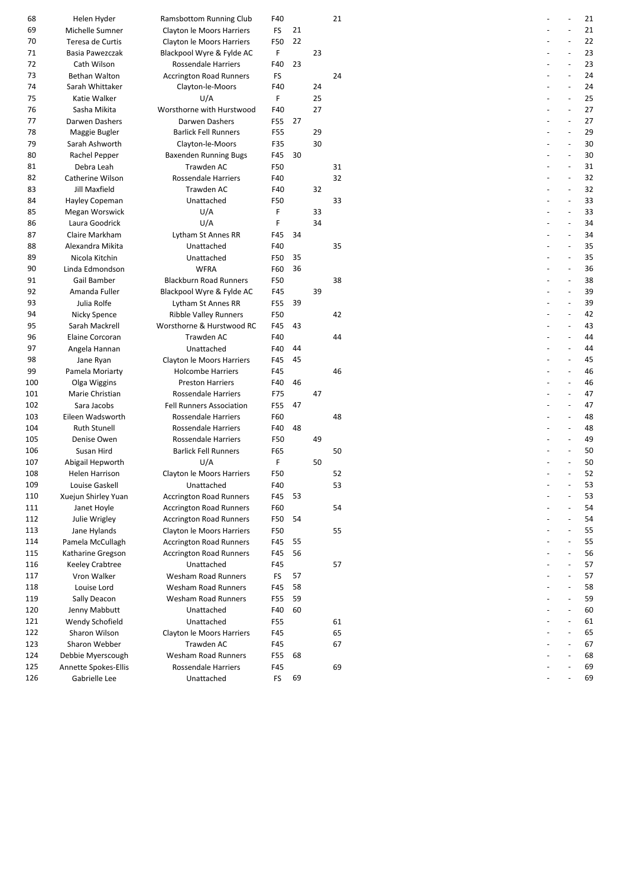| | | | | | | | | | |
|---|---|---|---|---|---|---|---|---|---|
| 68 | Helen Hyder | Ramsbottom Running Club | F40 | | | 21 | - | - | 21 |
| 69 | Michelle Sumner | Clayton le Moors Harriers | FS | 21 | | | - | - | 21 |
| 70 | Teresa de Curtis | Clayton le Moors Harriers | F50 | 22 | | | - | - | 22 |
| 71 | Basia Pawezczak | Blackpool Wyre & Fylde AC | F | | 23 | | - | - | 23 |
| 72 | Cath Wilson | Rossendale Harriers | F40 | 23 | | | - | - | 23 |
| 73 | Bethan Walton | Accrington Road Runners | FS | | | 24 | - | - | 24 |
| 74 | Sarah Whittaker | Clayton-le-Moors | F40 | | 24 | | - | - | 24 |
| 75 | Katie Walker | U/A | F | | 25 | | - | - | 25 |
| 76 | Sasha Mikita | Worsthorne with Hurstwood | F40 | | 27 | | - | - | 27 |
| 77 | Darwen Dashers | Darwen Dashers | F55 | 27 | | | - | - | 27 |
| 78 | Maggie Bugler | Barlick Fell Runners | F55 | | 29 | | - | - | 29 |
| 79 | Sarah Ashworth | Clayton-le-Moors | F35 | | 30 | | - | - | 30 |
| 80 | Rachel Pepper | Baxenden Running Bugs | F45 | 30 | | | - | - | 30 |
| 81 | Debra Leah | Trawden AC | F50 | | | 31 | - | - | 31 |
| 82 | Catherine Wilson | Rossendale Harriers | F40 | | | 32 | - | - | 32 |
| 83 | Jill Maxfield | Trawden AC | F40 | | 32 | | - | - | 32 |
| 84 | Hayley Copeman | Unattached | F50 | | | 33 | - | - | 33 |
| 85 | Megan Worswick | U/A | F | | 33 | | - | - | 33 |
| 86 | Laura Goodrick | U/A | F | | 34 | | - | - | 34 |
| 87 | Claire Markham | Lytham St Annes RR | F45 | 34 | | | - | - | 34 |
| 88 | Alexandra Mikita | Unattached | F40 | | | 35 | - | - | 35 |
| 89 | Nicola Kitchin | Unattached | F50 | 35 | | | - | - | 35 |
| 90 | Linda Edmondson | WFRA | F60 | 36 | | | - | - | 36 |
| 91 | Gail Bamber | Blackburn Road Runners | F50 | | | 38 | - | - | 38 |
| 92 | Amanda Fuller | Blackpool Wyre & Fylde AC | F45 | | 39 | | - | - | 39 |
| 93 | Julia Rolfe | Lytham St Annes RR | F55 | 39 | | | - | - | 39 |
| 94 | Nicky Spence | Ribble Valley Runners | F50 | | | 42 | - | - | 42 |
| 95 | Sarah Mackrell | Worsthorne & Hurstwood RC | F45 | 43 | | | - | - | 43 |
| 96 | Elaine Corcoran | Trawden AC | F40 | | | 44 | - | - | 44 |
| 97 | Angela Hannan | Unattached | F40 | 44 | | | - | - | 44 |
| 98 | Jane Ryan | Clayton le Moors Harriers | F45 | 45 | | | - | - | 45 |
| 99 | Pamela Moriarty | Holcombe Harriers | F45 | | | 46 | - | - | 46 |
| 100 | Olga Wiggins | Preston Harriers | F40 | 46 | | | - | - | 46 |
| 101 | Marie Christian | Rossendale Harriers | F75 | | 47 | | - | - | 47 |
| 102 | Sara Jacobs | Fell Runners Association | F55 | 47 | | | - | - | 47 |
| 103 | Eileen Wadsworth | Rossendale Harriers | F60 | | | 48 | - | - | 48 |
| 104 | Ruth Stunell | Rossendale Harriers | F40 | 48 | | | - | - | 48 |
| 105 | Denise Owen | Rossendale Harriers | F50 | | 49 | | - | - | 49 |
| 106 | Susan Hird | Barlick Fell Runners | F65 | | | 50 | - | - | 50 |
| 107 | Abigail Hepworth | U/A | F | | 50 | | - | - | 50 |
| 108 | Helen Harrison | Clayton le Moors Harriers | F50 | | | 52 | - | - | 52 |
| 109 | Louise Gaskell | Unattached | F40 | | | 53 | - | - | 53 |
| 110 | Xuejun Shirley Yuan | Accrington Road Runners | F45 | 53 | | | - | - | 53 |
| 111 | Janet Hoyle | Accrington Road Runners | F60 | | | 54 | - | - | 54 |
| 112 | Julie Wrigley | Accrington Road Runners | F50 | 54 | | | - | - | 54 |
| 113 | Jane Hylands | Clayton le Moors Harriers | F50 | | | 55 | - | - | 55 |
| 114 | Pamela McCullagh | Accrington Road Runners | F45 | 55 | | | - | - | 55 |
| 115 | Katharine Gregson | Accrington Road Runners | F45 | 56 | | | - | - | 56 |
| 116 | Keeley Crabtree | Unattached | F45 | | | 57 | - | - | 57 |
| 117 | Vron Walker | Wesham Road Runners | FS | 57 | | | - | - | 57 |
| 118 | Louise Lord | Wesham Road Runners | F45 | 58 | | | - | - | 58 |
| 119 | Sally Deacon | Wesham Road Runners | F55 | 59 | | | - | - | 59 |
| 120 | Jenny Mabbutt | Unattached | F40 | 60 | | | - | - | 60 |
| 121 | Wendy Schofield | Unattached | F55 | | | 61 | - | - | 61 |
| 122 | Sharon Wilson | Clayton le Moors Harriers | F45 | | | 65 | - | - | 65 |
| 123 | Sharon Webber | Trawden AC | F45 | | | 67 | - | - | 67 |
| 124 | Debbie Myerscough | Wesham Road Runners | F55 | 68 | | | - | - | 68 |
| 125 | Annette Spokes-Ellis | Rossendale Harriers | F45 | | | 69 | - | - | 69 |
| 126 | Gabrielle Lee | Unattached | FS | 69 | | | - | - | 69 |